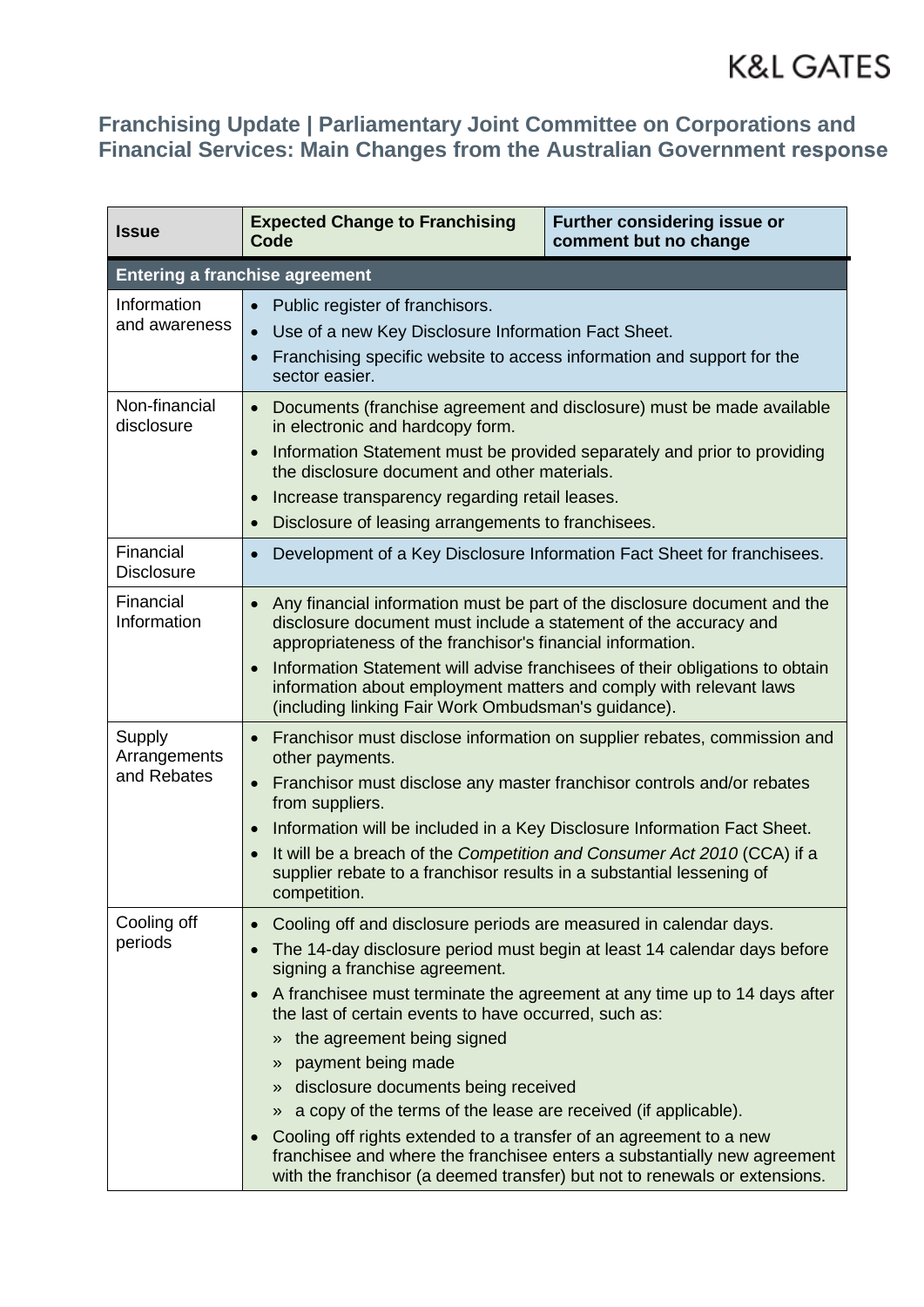K&L GATES

## Franchising Update | Parliamentary Joint Committee on Corporations and Financial Services: Main Changes from the Australian Government response

| Issue | Expected Change to Franchising Code | Further considering issue or comment but no change |
|---|---|---|
| **Entering a franchise agreement** | | |
| Information and awareness | | • Public register of franchisors.<br>• Use of a new Key Disclosure Information Fact Sheet.<br>• Franchising specific website to access information and support for the sector easier. |
| Non-financial disclosure | • Documents (franchise agreement and disclosure) must be made available in electronic and hardcopy form.<br>• Information Statement must be provided separately and prior to providing the disclosure document and other materials.<br>• Increase transparency regarding retail leases.<br>• Disclosure of leasing arrangements to franchisees. | |
| Financial Disclosure | | • Development of a Key Disclosure Information Fact Sheet for franchisees. |
| Financial Information | • Any financial information must be part of the disclosure document and the disclosure document must include a statement of the accuracy and appropriateness of the franchisor's financial information.<br>• Information Statement will advise franchisees of their obligations to obtain information about employment matters and comply with relevant laws (including linking Fair Work Ombudsman's guidance). | |
| Supply Arrangements and Rebates | • Franchisor must disclose information on supplier rebates, commission and other payments.<br>• Franchisor must disclose any master franchisor controls and/or rebates from suppliers.<br>• Information will be included in a Key Disclosure Information Fact Sheet.<br>• It will be a breach of the *Competition and Consumer Act 2010* (CCA) if a supplier rebate to a franchisor results in a substantial lessening of competition. | |
| Cooling off periods | • Cooling off and disclosure periods are measured in calendar days.<br>• The 14-day disclosure period must begin at least 14 calendar days before signing a franchise agreement.<br>• A franchisee must terminate the agreement at any time up to 14 days after the last of certain events to have occurred, such as:<br>» the agreement being signed<br>» payment being made<br>» disclosure documents being received<br>» a copy of the terms of the lease are received (if applicable).<br>• Cooling off rights extended to a transfer of an agreement to a new franchisee and where the franchisee enters a substantially new agreement with the franchisor (a deemed transfer) but not to renewals or extensions. | |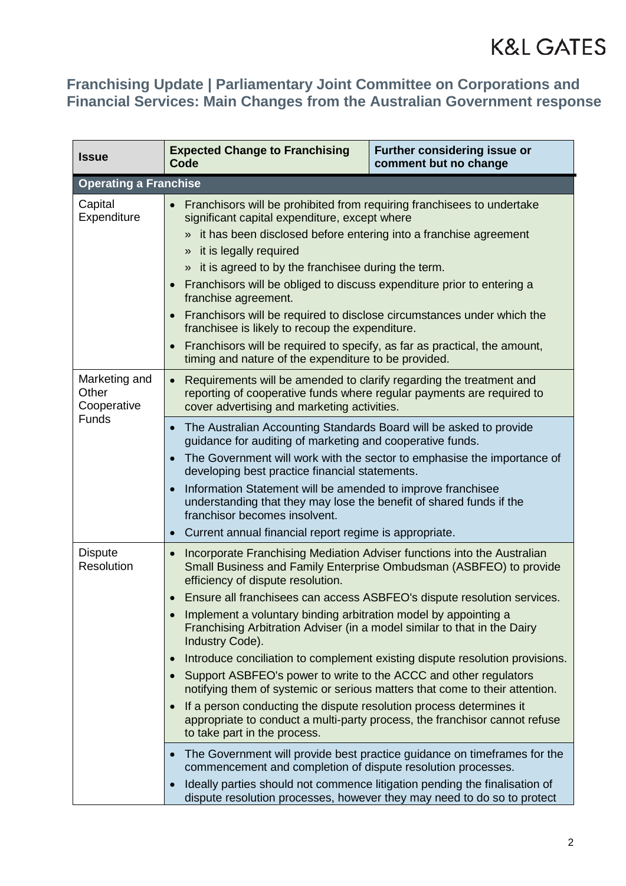## Franchising Update | Parliamentary Joint Committee on Corporations and Financial Services: Main Changes from the Australian Government response

| Issue | Expected Change to Franchising Code | Further considering issue or comment but no change |
|---|---|---|
| **Operating a Franchise** | | |
| Capital Expenditure | • Franchisors will be prohibited from requiring franchisees to undertake significant capital expenditure, except where<br>» it has been disclosed before entering into a franchise agreement<br>» it is legally required<br>» it is agreed to by the franchisee during the term.<br>• Franchisors will be obliged to discuss expenditure prior to entering a franchise agreement.<br>• Franchisors will be required to disclose circumstances under which the franchisee is likely to recoup the expenditure.<br>• Franchisors will be required to specify, as far as practical, the amount, timing and nature of the expenditure to be provided. | |
| Marketing and Other Cooperative Funds | • Requirements will be amended to clarify regarding the treatment and reporting of cooperative funds where regular payments are required to cover advertising and marketing activities. | • The Australian Accounting Standards Board will be asked to provide guidance for auditing of marketing and cooperative funds.<br>• The Government will work with the sector to emphasise the importance of developing best practice financial statements.<br>• Information Statement will be amended to improve franchisee understanding that they may lose the benefit of shared funds if the franchisor becomes insolvent.<br>• Current annual financial report regime is appropriate. |
| Dispute Resolution | • Incorporate Franchising Mediation Adviser functions into the Australian Small Business and Family Enterprise Ombudsman (ASBFEO) to provide efficiency of dispute resolution.<br>• Ensure all franchisees can access ASBFEO's dispute resolution services.<br>• Implement a voluntary binding arbitration model by appointing a Franchising Arbitration Adviser (in a model similar to that in the Dairy Industry Code).<br>• Introduce conciliation to complement existing dispute resolution provisions.<br>• Support ASBFEO's power to write to the ACCC and other regulators notifying them of systemic or serious matters that come to their attention.<br>• If a person conducting the dispute resolution process determines it appropriate to conduct a multi-party process, the franchisor cannot refuse to take part in the process. | • The Government will provide best practice guidance on timeframes for the commencement and completion of dispute resolution processes.<br>• Ideally parties should not commence litigation pending the finalisation of dispute resolution processes, however they may need to do so to protect |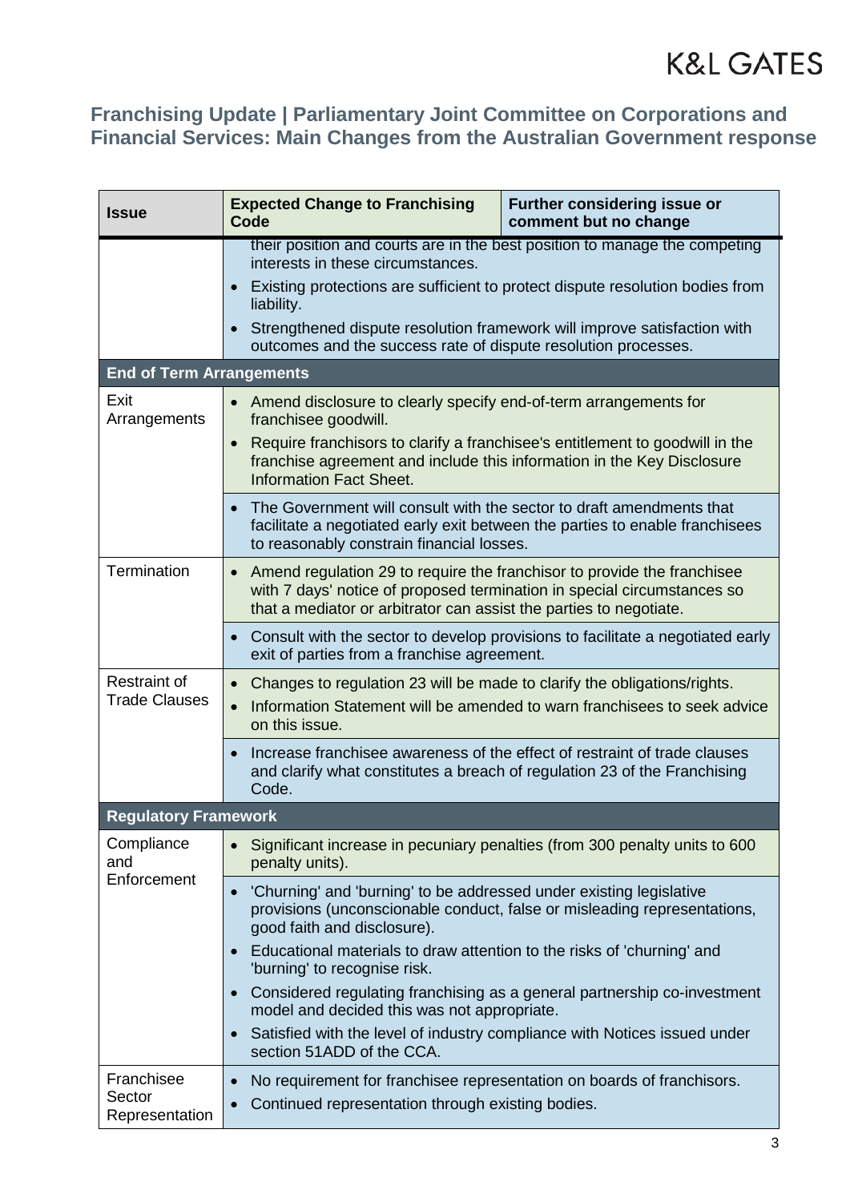## Franchising Update | Parliamentary Joint Committee on Corporations and Financial Services: Main Changes from the Australian Government response

| Issue | Expected Change to Franchising Code | Further considering issue or comment but no change |
|---|---|---|
| | their position and courts are in the best position to manage the competing interests in these circumstances. • Existing protections are sufficient to protect dispute resolution bodies from liability. • Strengthened dispute resolution framework will improve satisfaction with outcomes and the success rate of dispute resolution processes. | |
| **End of Term Arrangements** | | |
| Exit Arrangements | • Amend disclosure to clearly specify end-of-term arrangements for franchisee goodwill. • Require franchisors to clarify a franchisee's entitlement to goodwill in the franchise agreement and include this information in the Key Disclosure Information Fact Sheet. | |
| | | • The Government will consult with the sector to draft amendments that facilitate a negotiated early exit between the parties to enable franchisees to reasonably constrain financial losses. |
| Termination | • Amend regulation 29 to require the franchisor to provide the franchisee with 7 days' notice of proposed termination in special circumstances so that a mediator or arbitrator can assist the parties to negotiate. | |
| | | • Consult with the sector to develop provisions to facilitate a negotiated early exit of parties from a franchise agreement. |
| Restraint of Trade Clauses | • Changes to regulation 23 will be made to clarify the obligations/rights. • Information Statement will be amended to warn franchisees to seek advice on this issue. | |
| | | • Increase franchisee awareness of the effect of restraint of trade clauses and clarify what constitutes a breach of regulation 23 of the Franchising Code. |
| **Regulatory Framework** | | |
| Compliance and Enforcement | • Significant increase in pecuniary penalties (from 300 penalty units to 600 penalty units). | |
| | | • 'Churning' and 'burning' to be addressed under existing legislative provisions (unconscionable conduct, false or misleading representations, good faith and disclosure). • Educational materials to draw attention to the risks of 'churning' and 'burning' to recognise risk. • Considered regulating franchising as a general partnership co-investment model and decided this was not appropriate. • Satisfied with the level of industry compliance with Notices issued under section 51ADD of the CCA. |
| Franchisee Sector Representation | | • No requirement for franchisee representation on boards of franchisors. • Continued representation through existing bodies. |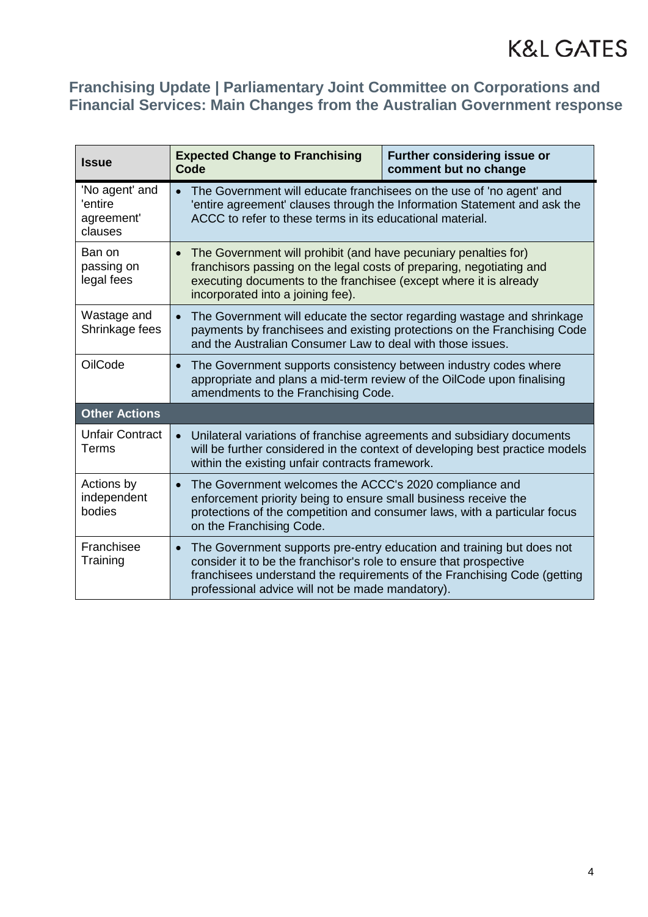## Franchising Update | Parliamentary Joint Committee on Corporations and Financial Services: Main Changes from the Australian Government response

| Issue | Expected Change to Franchising Code | Further considering issue or comment but no change |
|---|---|---|
| 'No agent' and 'entire agreement' clauses | • The Government will educate franchisees on the use of 'no agent' and 'entire agreement' clauses through the Information Statement and ask the ACCC to refer to these terms in its educational material. | |
| Ban on passing on legal fees | • The Government will prohibit (and have pecuniary penalties for) franchisors passing on the legal costs of preparing, negotiating and executing documents to the franchisee (except where it is already incorporated into a joining fee). | |
| Wastage and Shrinkage fees | • The Government will educate the sector regarding wastage and shrinkage payments by franchisees and existing protections on the Franchising Code and the Australian Consumer Law to deal with those issues. | |
| OilCode | • The Government supports consistency between industry codes where appropriate and plans a mid-term review of the OilCode upon finalising amendments to the Franchising Code. | |
| **Other Actions** | | |
| Unfair Contract Terms | • Unilateral variations of franchise agreements and subsidiary documents will be further considered in the context of developing best practice models within the existing unfair contracts framework. | |
| Actions by independent bodies | • The Government welcomes the ACCC's 2020 compliance and enforcement priority being to ensure small business receive the protections of the competition and consumer laws, with a particular focus on the Franchising Code. | |
| Franchisee Training | • The Government supports pre-entry education and training but does not consider it to be the franchisor's role to ensure that prospective franchisees understand the requirements of the Franchising Code (getting professional advice will not be made mandatory). | |